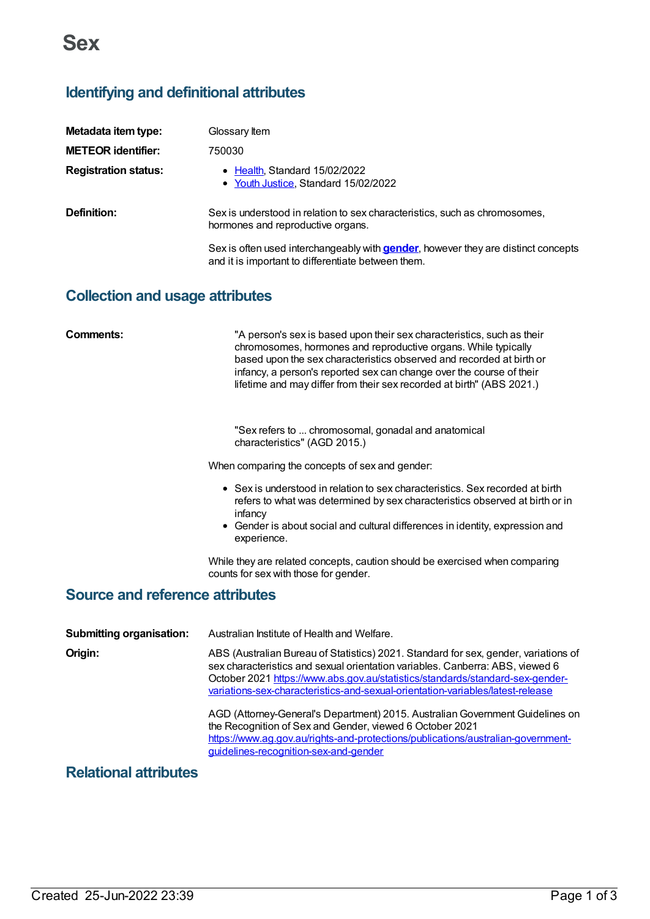# Sex

## Identifying and definitional attributes

**Metadata item type:** Glossary Item

**METEOR identifier:** 750030

**Registration status:**

- Health, Standard 15/02/2022
- Youth Justice, Standard 15/02/2022

**Definition:** Sex is understood in relation to sex characteristics, such as chromosomes, hormones and reproductive organs.

Sex is often used interchangeably with **gender**, however they are distinct concepts and it is important to differentiate between them.

## Collection and usage attributes

**Comments:**

> "A person's sex is based upon their sex characteristics, such as their chromosomes, hormones and reproductive organs. While typically based upon the sex characteristics observed and recorded at birth or infancy, a person's reported sex can change over the course of their lifetime and may differ from their sex recorded at birth" (ABS 2021.)

> "Sex refers to ... chromosomal, gonadal and anatomical characteristics" (AGD 2015.)

When comparing the concepts of sex and gender:

- Sex is understood in relation to sex characteristics. Sex recorded at birth refers to what was determined by sex characteristics observed at birth or in infancy
- Gender is about social and cultural differences in identity, expression and experience.

While they are related concepts, caution should be exercised when comparing counts for sex with those for gender.

## Source and reference attributes

**Submitting organisation:** Australian Institute of Health and Welfare.

**Origin:** ABS (Australian Bureau of Statistics) 2021. Standard for sex, gender, variations of sex characteristics and sexual orientation variables. Canberra: ABS, viewed 6 October 2021 https://www.abs.gov.au/statistics/standards/standard-sex-gender-variations-sex-characteristics-and-sexual-orientation-variables/latest-release

AGD (Attorney-General's Department) 2015. Australian Government Guidelines on the Recognition of Sex and Gender, viewed 6 October 2021 https://www.ag.gov.au/rights-and-protections/publications/australian-government-guidelines-recognition-sex-and-gender

## Relational attributes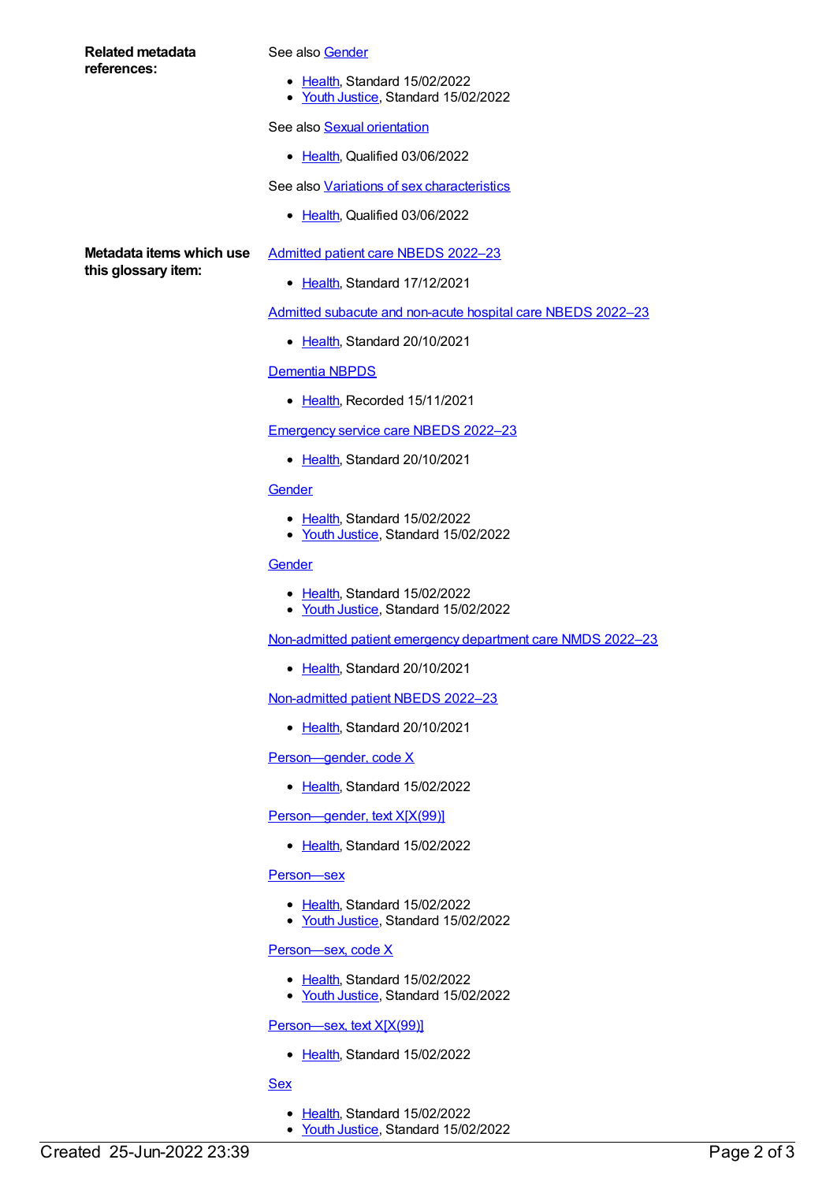**Related metadata references:**

See also Gender

- Health, Standard 15/02/2022
- Youth Justice, Standard 15/02/2022

See also Sexual orientation

- Health, Qualified 03/06/2022

See also Variations of sex characteristics

- Health, Qualified 03/06/2022

**Metadata items which use this glossary item:**

Admitted patient care NBEDS 2022–23

- Health, Standard 17/12/2021

Admitted subacute and non-acute hospital care NBEDS 2022–23

- Health, Standard 20/10/2021

Dementia NBPDS

- Health, Recorded 15/11/2021

Emergency service care NBEDS 2022–23

- Health, Standard 20/10/2021

Gender

- Health, Standard 15/02/2022
- Youth Justice, Standard 15/02/2022

Gender

- Health, Standard 15/02/2022
- Youth Justice, Standard 15/02/2022

Non-admitted patient emergency department care NMDS 2022–23

- Health, Standard 20/10/2021

Non-admitted patient NBEDS 2022–23

- Health, Standard 20/10/2021

Person—gender, code X

- Health, Standard 15/02/2022

Person—gender, text X[X(99)]

- Health, Standard 15/02/2022

Person—sex

- Health, Standard 15/02/2022
- Youth Justice, Standard 15/02/2022

Person—sex, code X

- Health, Standard 15/02/2022
- Youth Justice, Standard 15/02/2022

Person—sex, text X[X(99)]

- Health, Standard 15/02/2022

Sex

- Health, Standard 15/02/2022
- Youth Justice, Standard 15/02/2022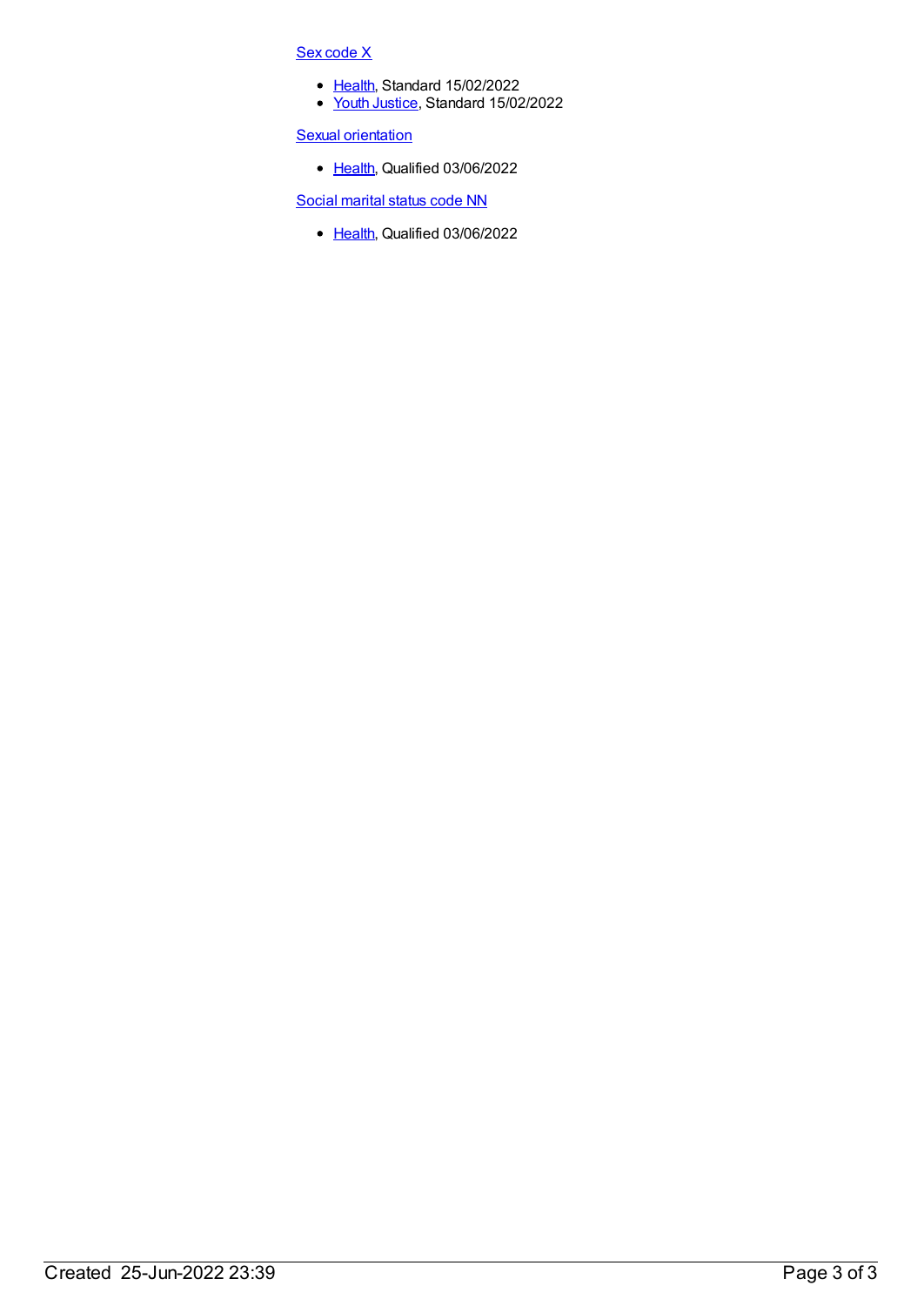Sex code X

- Health, Standard 15/02/2022
- Youth Justice, Standard 15/02/2022

Sexual orientation

- Health, Qualified 03/06/2022

Social marital status code NN

- Health, Qualified 03/06/2022